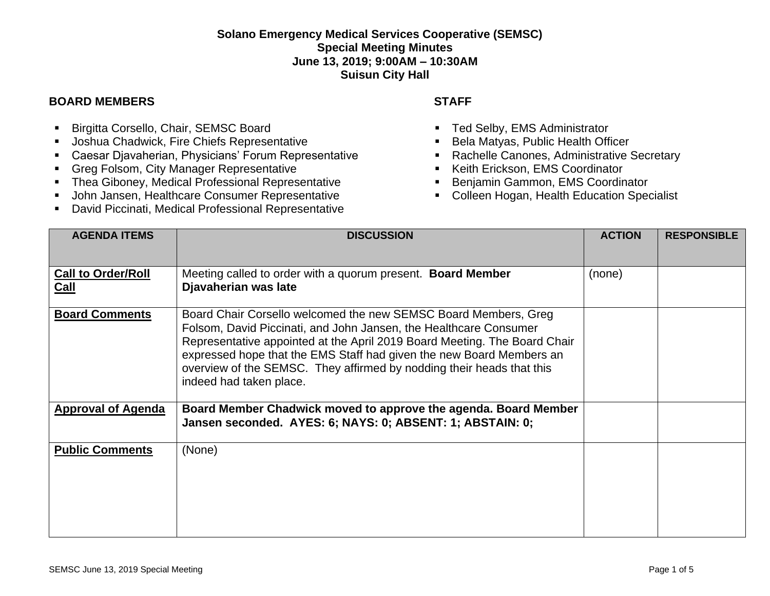**Solano Emergency Medical Services Cooperative (SEMSC)**
**Special Meeting Minutes**
**June 13, 2019; 9:00AM – 10:30AM**
**Suisun City Hall**

**BOARD MEMBERS**

- Birgitta Corsello, Chair, SEMSC Board
- Joshua Chadwick, Fire Chiefs Representative
- Caesar Djavaherian, Physicians' Forum Representative
- Greg Folsom, City Manager Representative
- Thea Giboney, Medical Professional Representative
- John Jansen, Healthcare Consumer Representative
- David Piccinati, Medical Professional Representative

**STAFF**

- Ted Selby, EMS Administrator
- Bela Matyas, Public Health Officer
- Rachelle Canones, Administrative Secretary
- Keith Erickson, EMS Coordinator
- Benjamin Gammon, EMS Coordinator
- Colleen Hogan, Health Education Specialist

| AGENDA ITEMS | DISCUSSION | ACTION | RESPONSIBLE |
|---|---|---|---|
| **Call to Order/Roll Call** | Meeting called to order with a quorum present. **Board Member Djavaherian was late** | (none) | |
| **Board Comments** | Board Chair Corsello welcomed the new SEMSC Board Members, Greg Folsom, David Piccinati, and John Jansen, the Healthcare Consumer Representative appointed at the April 2019 Board Meeting. The Board Chair expressed hope that the EMS Staff had given the new Board Members an overview of the SEMSC. They affirmed by nodding their heads that this indeed had taken place. | | |
| **Approval of Agenda** | **Board Member Chadwick moved to approve the agenda. Board Member Jansen seconded. AYES: 6; NAYS: 0; ABSENT: 1; ABSTAIN: 0;** | | |
| **Public Comments** | (None) | | |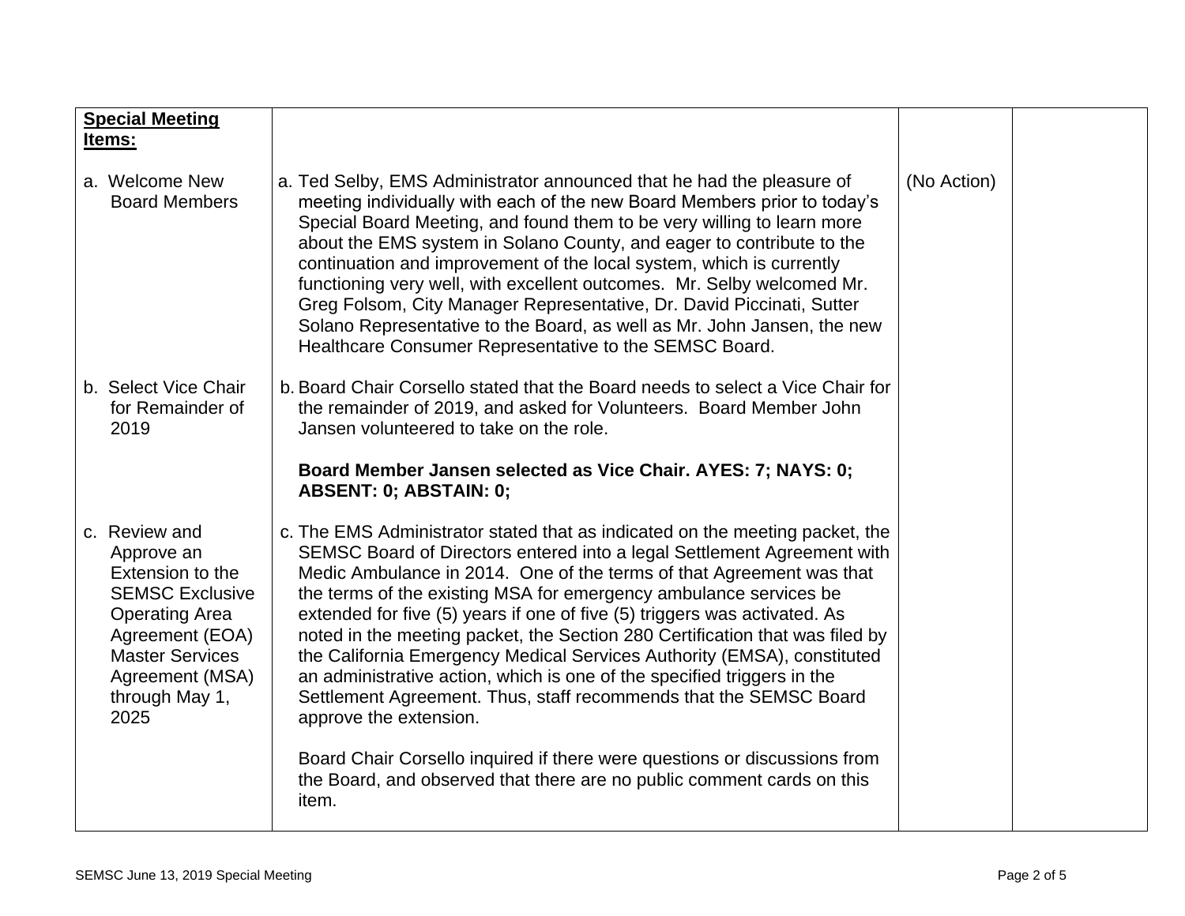| **Special Meeting Items:** | | | |
|---|---|---|---|
| a. Welcome New Board Members | a. Ted Selby, EMS Administrator announced that he had the pleasure of meeting individually with each of the new Board Members prior to today's Special Board Meeting, and found them to be very willing to learn more about the EMS system in Solano County, and eager to contribute to the continuation and improvement of the local system, which is currently functioning very well, with excellent outcomes. Mr. Selby welcomed Mr. Greg Folsom, City Manager Representative, Dr. David Piccinati, Sutter Solano Representative to the Board, as well as Mr. John Jansen, the new Healthcare Consumer Representative to the SEMSC Board. | (No Action) | |
| b. Select Vice Chair for Remainder of 2019 | b. Board Chair Corsello stated that the Board needs to select a Vice Chair for the remainder of 2019, and asked for Volunteers. Board Member John Jansen volunteered to take on the role.<br><br>**Board Member Jansen selected as Vice Chair. AYES: 7; NAYS: 0; ABSENT: 0; ABSTAIN: 0;** | | |
| c. Review and Approve an Extension to the SEMSC Exclusive Operating Area Agreement (EOA) Master Services Agreement (MSA) through May 1, 2025 | c. The EMS Administrator stated that as indicated on the meeting packet, the SEMSC Board of Directors entered into a legal Settlement Agreement with Medic Ambulance in 2014. One of the terms of that Agreement was that the terms of the existing MSA for emergency ambulance services be extended for five (5) years if one of five (5) triggers was activated. As noted in the meeting packet, the Section 280 Certification that was filed by the California Emergency Medical Services Authority (EMSA), constituted an administrative action, which is one of the specified triggers in the Settlement Agreement. Thus, staff recommends that the SEMSC Board approve the extension.<br><br>Board Chair Corsello inquired if there were questions or discussions from the Board, and observed that there are no public comment cards on this item. | | |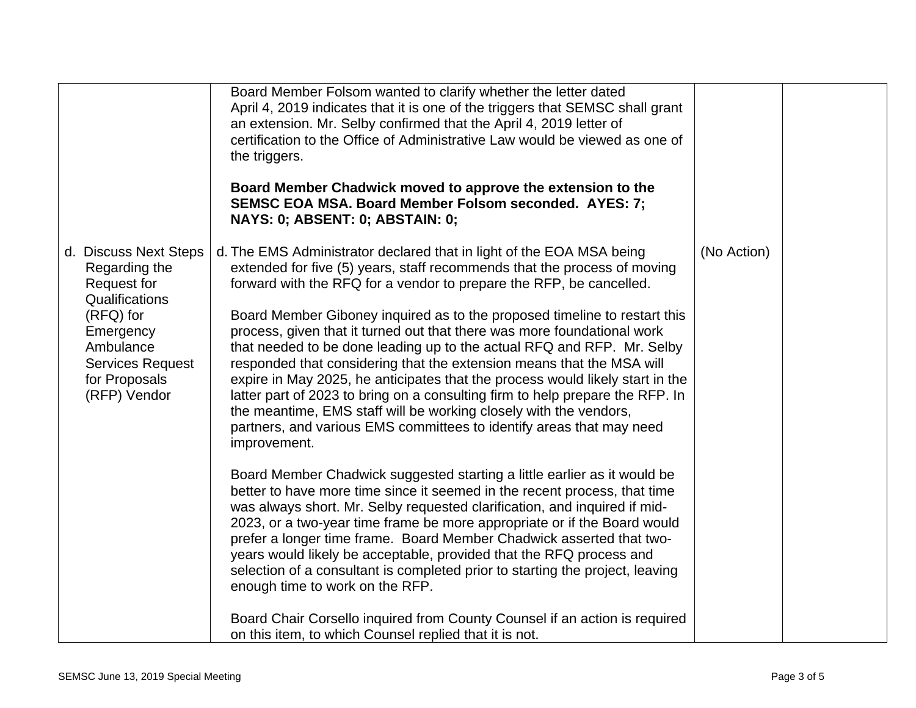| | | | |
|---|---|---|---|
| | Board Member Folsom wanted to clarify whether the letter dated April 4, 2019 indicates that it is one of the triggers that SEMSC shall grant an extension. Mr. Selby confirmed that the April 4, 2019 letter of certification to the Office of Administrative Law would be viewed as one of the triggers.<br><br>**Board Member Chadwick moved to approve the extension to the SEMSC EOA MSA. Board Member Folsom seconded. AYES: 7; NAYS: 0; ABSENT: 0; ABSTAIN: 0;** | | |
| d. Discuss Next Steps Regarding the Request for Qualifications (RFQ) for Emergency Ambulance Services Request for Proposals (RFP) Vendor | d. The EMS Administrator declared that in light of the EOA MSA being extended for five (5) years, staff recommends that the process of moving forward with the RFQ for a vendor to prepare the RFP, be cancelled.<br><br>Board Member Giboney inquired as to the proposed timeline to restart this process, given that it turned out that there was more foundational work that needed to be done leading up to the actual RFQ and RFP. Mr. Selby responded that considering that the extension means that the MSA will expire in May 2025, he anticipates that the process would likely start in the latter part of 2023 to bring on a consulting firm to help prepare the RFP. In the meantime, EMS staff will be working closely with the vendors, partners, and various EMS committees to identify areas that may need improvement.<br><br>Board Member Chadwick suggested starting a little earlier as it would be better to have more time since it seemed in the recent process, that time was always short. Mr. Selby requested clarification, and inquired if mid-2023, or a two-year time frame be more appropriate or if the Board would prefer a longer time frame. Board Member Chadwick asserted that two-years would likely be acceptable, provided that the RFQ process and selection of a consultant is completed prior to starting the project, leaving enough time to work on the RFP.<br><br>Board Chair Corsello inquired from County Counsel if an action is required on this item, to which Counsel replied that it is not. | (No Action) | |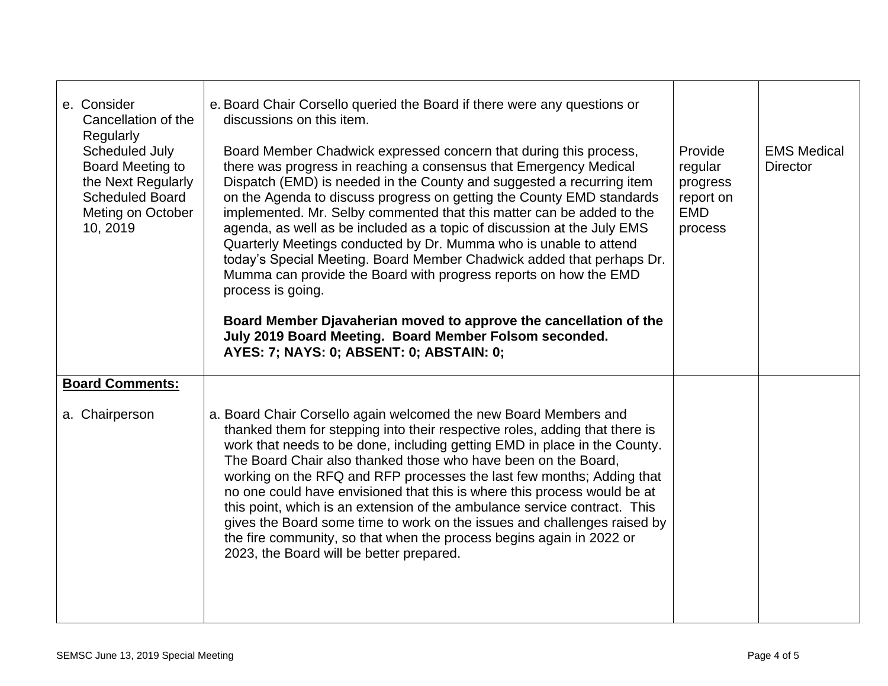| | | | |
|---|---|---|---|
| e. Consider Cancellation of the Regularly Scheduled July Board Meeting to the Next Regularly Scheduled Board Meting on October 10, 2019 | e. Board Chair Corsello queried the Board if there were any questions or discussions on this item.<br><br>Board Member Chadwick expressed concern that during this process, there was progress in reaching a consensus that Emergency Medical Dispatch (EMD) is needed in the County and suggested a recurring item on the Agenda to discuss progress on getting the County EMD standards implemented. Mr. Selby commented that this matter can be added to the agenda, as well as be included as a topic of discussion at the July EMS Quarterly Meetings conducted by Dr. Mumma who is unable to attend today's Special Meeting. Board Member Chadwick added that perhaps Dr. Mumma can provide the Board with progress reports on how the EMD process is going.<br><br>**Board Member Djavaherian moved to approve the cancellation of the July 2019 Board Meeting. Board Member Folsom seconded. AYES: 7; NAYS: 0; ABSENT: 0; ABSTAIN: 0;** | Provide regular progress report on EMD process | EMS Medical Director |
| **<u>Board Comments:</u>**<br><br>a. Chairperson | <br><br>a. Board Chair Corsello again welcomed the new Board Members and thanked them for stepping into their respective roles, adding that there is work that needs to be done, including getting EMD in place in the County. The Board Chair also thanked those who have been on the Board, working on the RFQ and RFP processes the last few months; Adding that no one could have envisioned that this is where this process would be at this point, which is an extension of the ambulance service contract. This gives the Board some time to work on the issues and challenges raised by the fire community, so that when the process begins again in 2022 or 2023, the Board will be better prepared. | | |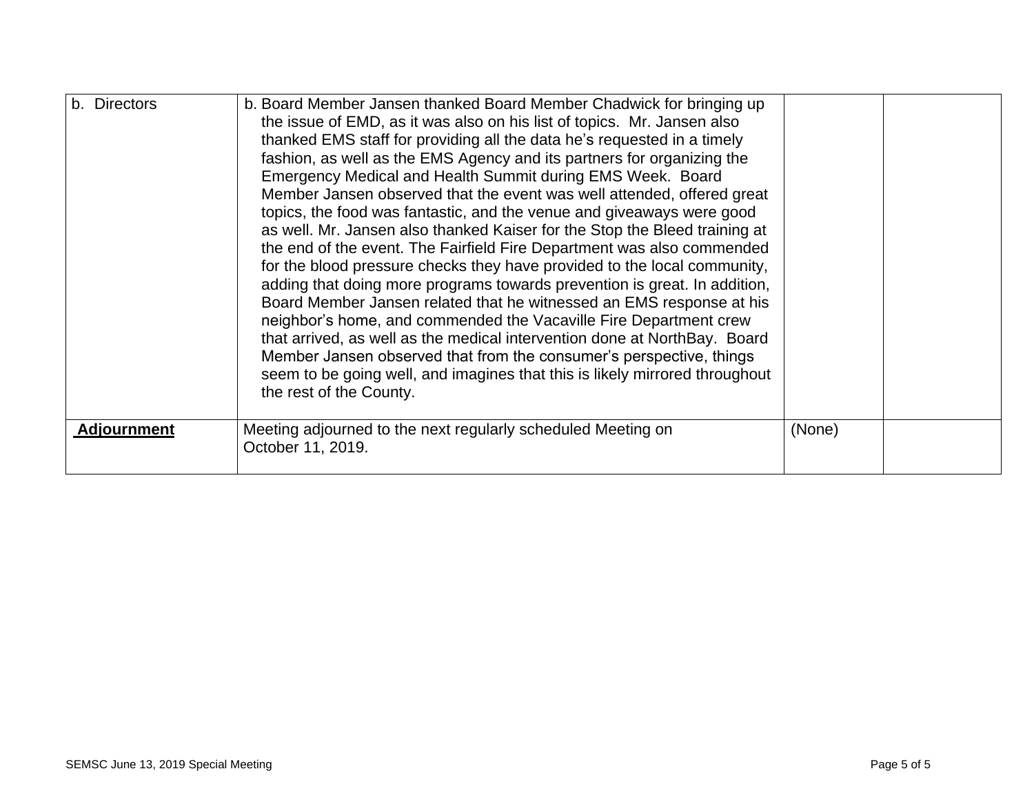| | | | |
|---|---|---|---|
| b. Directors | b. Board Member Jansen thanked Board Member Chadwick for bringing up the issue of EMD, as it was also on his list of topics. Mr. Jansen also thanked EMS staff for providing all the data he's requested in a timely fashion, as well as the EMS Agency and its partners for organizing the Emergency Medical and Health Summit during EMS Week. Board Member Jansen observed that the event was well attended, offered great topics, the food was fantastic, and the venue and giveaways were good as well. Mr. Jansen also thanked Kaiser for the Stop the Bleed training at the end of the event. The Fairfield Fire Department was also commended for the blood pressure checks they have provided to the local community, adding that doing more programs towards prevention is great. In addition, Board Member Jansen related that he witnessed an EMS response at his neighbor's home, and commended the Vacaville Fire Department crew that arrived, as well as the medical intervention done at NorthBay. Board Member Jansen observed that from the consumer's perspective, things seem to be going well, and imagines that this is likely mirrored throughout the rest of the County. | | |
| **Adjournment** | Meeting adjourned to the next regularly scheduled Meeting on October 11, 2019. | (None) | |